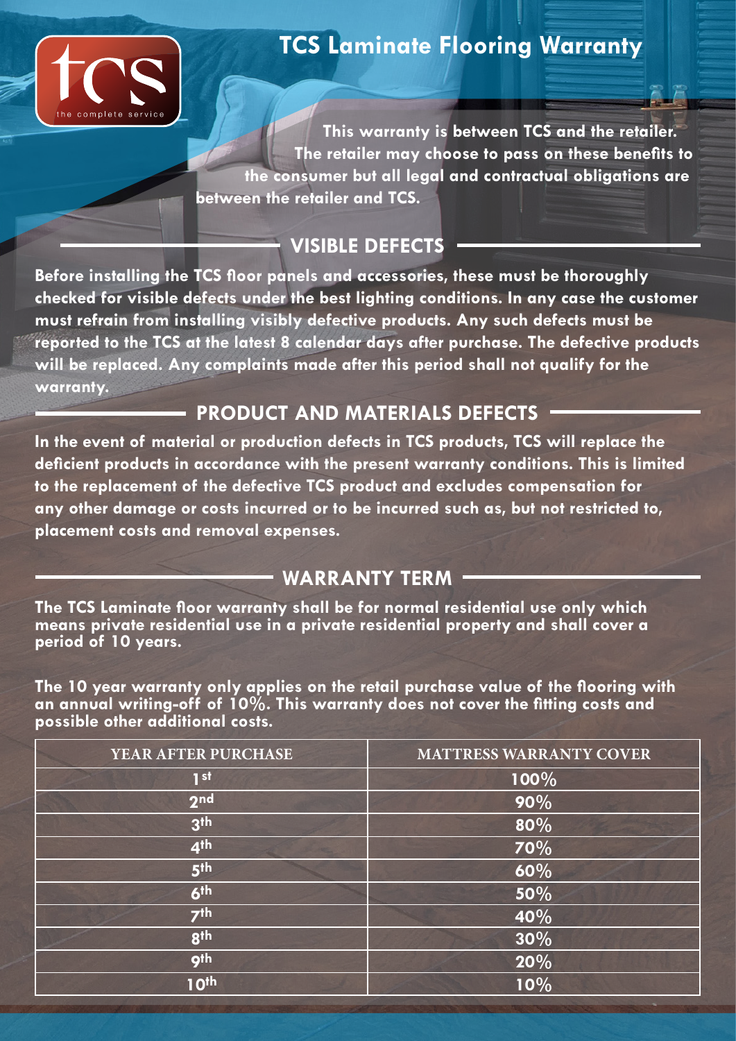# TCS Laminate Flooring Warranty

**This warranty is between TCS and the retailer. The retailer may choose to pass on these benefits to the consumer but all legal and contractual obligations are between the retailer and TCS.**

## VISIBLE DEFECTS

**Before installing the TCS floor panels and accessories, these must be thoroughly checked for visible defects under the best lighting conditions. In any case the customer must refrain from installing visibly defective products. Any such defects must be reported to the TCS at the latest 8 calendar days after purchase. The defective products will be replaced. Any complaints made after this period shall not qualify for the warranty.**

## PRODUCT AND MATERIALS DEFECTS

**In the event of material or production defects in TCS products, TCS will replace the deficient products in accordance with the present warranty conditions. This is limited to the replacement of the defective TCS product and excludes compensation for any other damage or costs incurred or to be incurred such as, but not restricted to, placement costs and removal expenses.**

## WARRANTY TERM

**The TCS Laminate floor warranty shall be for normal residential use only which means private residential use in a private residential property and shall cover a period of 10 years.**

**The 10 year warranty only applies on the retail purchase value of the flooring with an annual writing-off of 10%. This warranty does not cover the fitting costs and possible other additional costs.**

| YEAR AFTER PURCHASE | MATTRESS WARRANTY COVER |
|---|---|
| 1st | 100% |
| 2nd | 90% |
| 3th | 80% |
| 4th | 70% |
| 5th | 60% |
| 6th | 50% |
| 7th | 40% |
| 8th | 30% |
| 9th | 20% |
| 10th | 10% |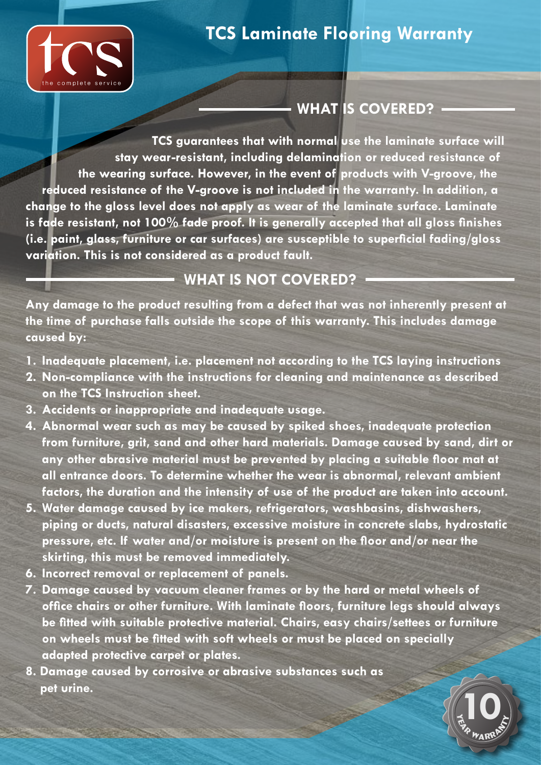# TCS Laminate Flooring Warranty

## WHAT IS COVERED?

TCS guarantees that with normal use the laminate surface will stay wear-resistant, including delamination or reduced resistance of the wearing surface. However, in the event of products with V-groove, the reduced resistance of the V-groove is not included in the warranty. In addition, a change to the gloss level does not apply as wear of the laminate surface. Laminate is fade resistant, not 100% fade proof. It is generally accepted that all gloss finishes (i.e. paint, glass, furniture or car surfaces) are susceptible to superficial fading/gloss variation. This is not considered as a product fault.

## WHAT IS NOT COVERED?

Any damage to the product resulting from a defect that was not inherently present at the time of purchase falls outside the scope of this warranty. This includes damage caused by:

1. Inadequate placement, i.e. placement not according to the TCS laying instructions
2. Non-compliance with the instructions for cleaning and maintenance as described on the TCS Instruction sheet.
3. Accidents or inappropriate and inadequate usage.
4. Abnormal wear such as may be caused by spiked shoes, inadequate protection from furniture, grit, sand and other hard materials. Damage caused by sand, dirt or any other abrasive material must be prevented by placing a suitable floor mat at all entrance doors. To determine whether the wear is abnormal, relevant ambient factors, the duration and the intensity of use of the product are taken into account.
5. Water damage caused by ice makers, refrigerators, washbasins, dishwashers, piping or ducts, natural disasters, excessive moisture in concrete slabs, hydrostatic pressure, etc. If water and/or moisture is present on the floor and/or near the skirting, this must be removed immediately.
6. Incorrect removal or replacement of panels.
7. Damage caused by vacuum cleaner frames or by the hard or metal wheels of office chairs or other furniture. With laminate floors, furniture legs should always be fitted with suitable protective material. Chairs, easy chairs/settees or furniture on wheels must be fitted with soft wheels or must be placed on specially adapted protective carpet or plates.
8. Damage caused by corrosive or abrasive substances such as pet urine.

10 YEAR WARRANTY